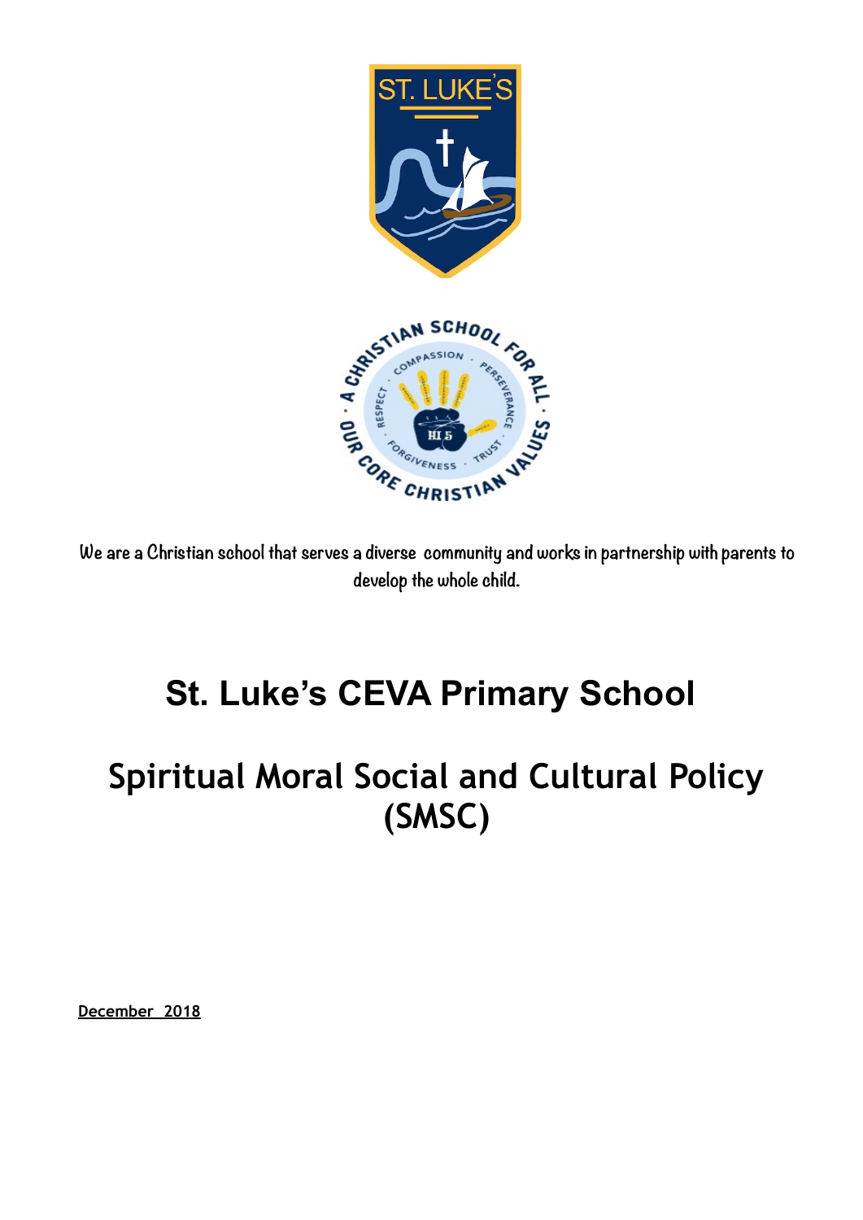We are a Christian school that serves a diverse community and works in partnership with parents to develop the whole child.

# St. Luke's CEVA Primary School

# Spiritual Moral Social and Cultural Policy (SMSC)

**December 2018**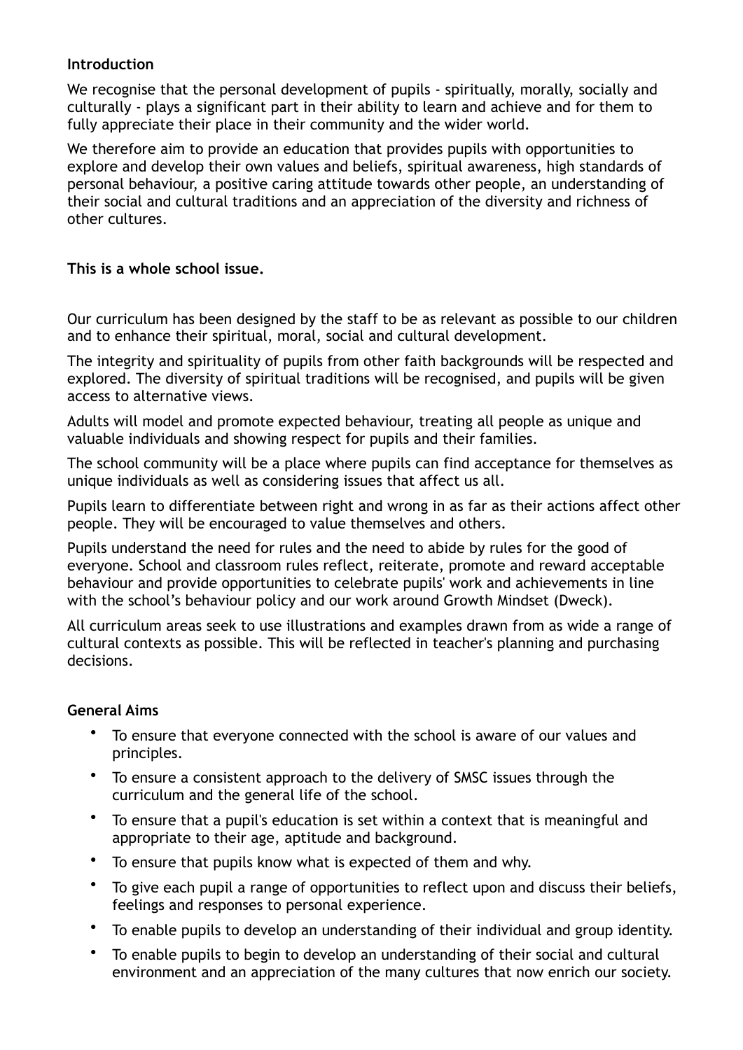**Introduction**

We recognise that the personal development of pupils - spiritually, morally, socially and culturally - plays a significant part in their ability to learn and achieve and for them to fully appreciate their place in their community and the wider world.

We therefore aim to provide an education that provides pupils with opportunities to explore and develop their own values and beliefs, spiritual awareness, high standards of personal behaviour, a positive caring attitude towards other people, an understanding of their social and cultural traditions and an appreciation of the diversity and richness of other cultures.

**This is a whole school issue.**

Our curriculum has been designed by the staff to be as relevant as possible to our children and to enhance their spiritual, moral, social and cultural development.

The integrity and spirituality of pupils from other faith backgrounds will be respected and explored. The diversity of spiritual traditions will be recognised, and pupils will be given access to alternative views.

Adults will model and promote expected behaviour, treating all people as unique and valuable individuals and showing respect for pupils and their families.

The school community will be a place where pupils can find acceptance for themselves as unique individuals as well as considering issues that affect us all.

Pupils learn to differentiate between right and wrong in as far as their actions affect other people. They will be encouraged to value themselves and others.

Pupils understand the need for rules and the need to abide by rules for the good of everyone. School and classroom rules reflect, reiterate, promote and reward acceptable behaviour and provide opportunities to celebrate pupils' work and achievements in line with the school's behaviour policy and our work around Growth Mindset (Dweck).

All curriculum areas seek to use illustrations and examples drawn from as wide a range of cultural contexts as possible. This will be reflected in teacher's planning and purchasing decisions.

**General Aims**

- To ensure that everyone connected with the school is aware of our values and principles.
- To ensure a consistent approach to the delivery of SMSC issues through the curriculum and the general life of the school.
- To ensure that a pupil's education is set within a context that is meaningful and appropriate to their age, aptitude and background.
- To ensure that pupils know what is expected of them and why.
- To give each pupil a range of opportunities to reflect upon and discuss their beliefs, feelings and responses to personal experience.
- To enable pupils to develop an understanding of their individual and group identity.
- To enable pupils to begin to develop an understanding of their social and cultural environment and an appreciation of the many cultures that now enrich our society.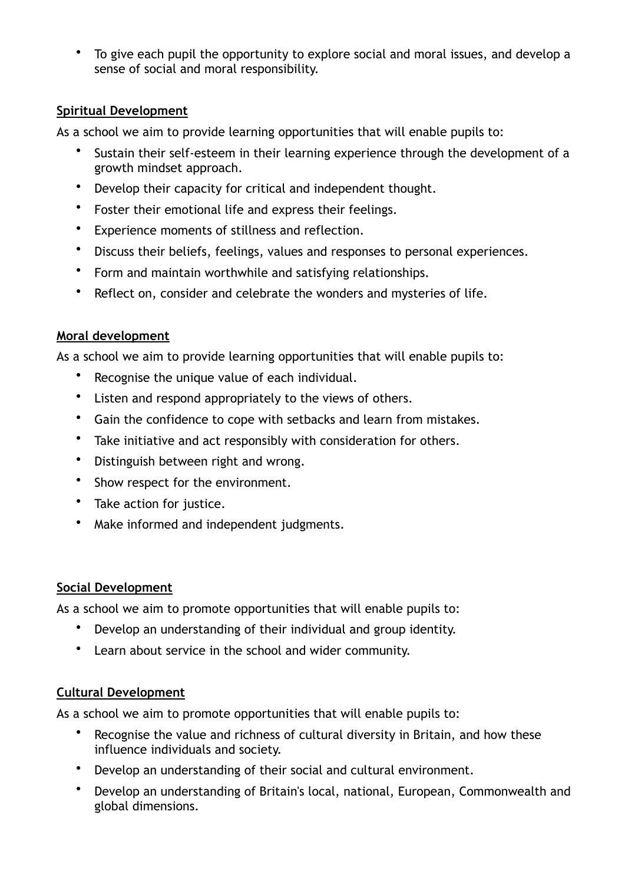- To give each pupil the opportunity to explore social and moral issues, and develop a sense of social and moral responsibility.

**Spiritual Development**

As a school we aim to provide learning opportunities that will enable pupils to:

- Sustain their self-esteem in their learning experience through the development of a growth mindset approach.
- Develop their capacity for critical and independent thought.
- Foster their emotional life and express their feelings.
- Experience moments of stillness and reflection.
- Discuss their beliefs, feelings, values and responses to personal experiences.
- Form and maintain worthwhile and satisfying relationships.
- Reflect on, consider and celebrate the wonders and mysteries of life.

**Moral development**

As a school we aim to provide learning opportunities that will enable pupils to:

- Recognise the unique value of each individual.
- Listen and respond appropriately to the views of others.
- Gain the confidence to cope with setbacks and learn from mistakes.
- Take initiative and act responsibly with consideration for others.
- Distinguish between right and wrong.
- Show respect for the environment.
- Take action for justice.
- Make informed and independent judgments.

**Social Development**

As a school we aim to promote opportunities that will enable pupils to:

- Develop an understanding of their individual and group identity.
- Learn about service in the school and wider community.

**Cultural Development**

As a school we aim to promote opportunities that will enable pupils to:

- Recognise the value and richness of cultural diversity in Britain, and how these influence individuals and society.
- Develop an understanding of their social and cultural environment.
- Develop an understanding of Britain's local, national, European, Commonwealth and global dimensions.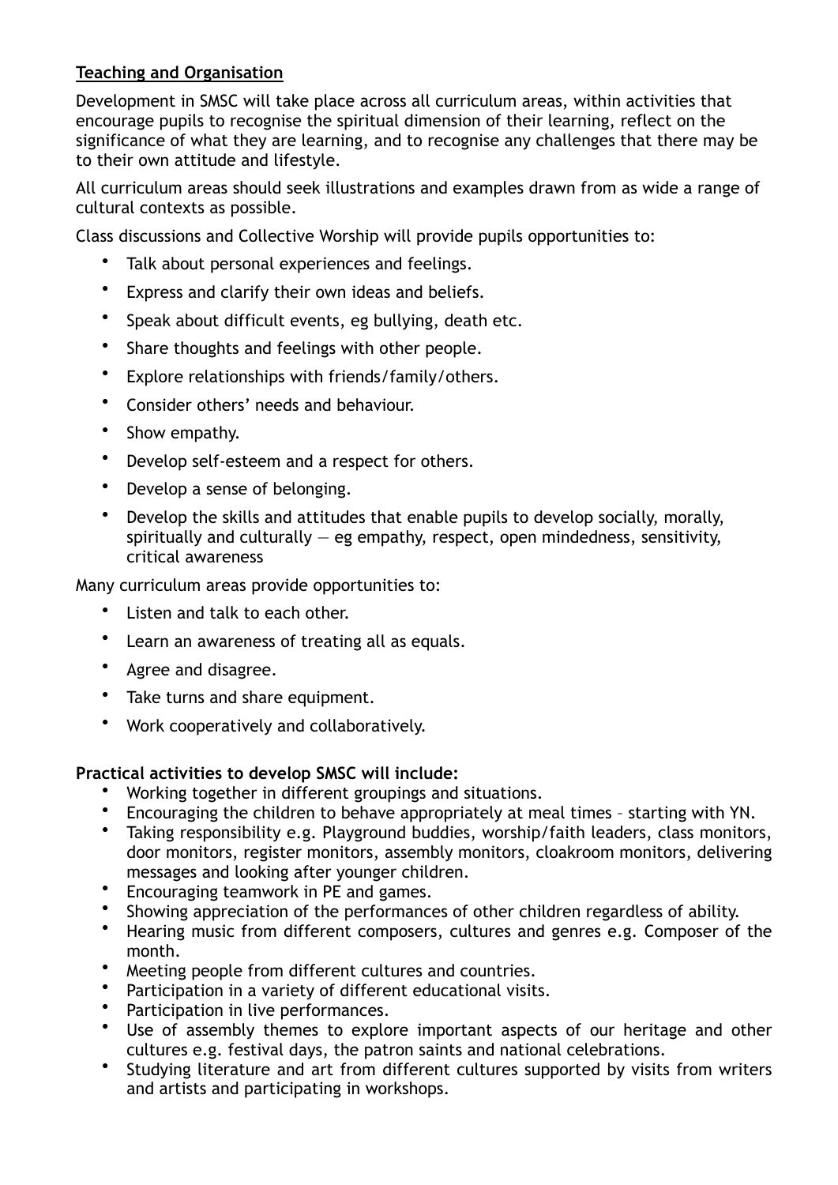## Teaching and Organisation

Development in SMSC will take place across all curriculum areas, within activities that encourage pupils to recognise the spiritual dimension of their learning, reflect on the significance of what they are learning, and to recognise any challenges that there may be to their own attitude and lifestyle.

All curriculum areas should seek illustrations and examples drawn from as wide a range of cultural contexts as possible.

Class discussions and Collective Worship will provide pupils opportunities to:

- Talk about personal experiences and feelings.
- Express and clarify their own ideas and beliefs.
- Speak about difficult events, eg bullying, death etc.
- Share thoughts and feelings with other people.
- Explore relationships with friends/family/others.
- Consider others' needs and behaviour.
- Show empathy.
- Develop self-esteem and a respect for others.
- Develop a sense of belonging.
- Develop the skills and attitudes that enable pupils to develop socially, morally, spiritually and culturally — eg empathy, respect, open mindedness, sensitivity, critical awareness

Many curriculum areas provide opportunities to:

- Listen and talk to each other.
- Learn an awareness of treating all as equals.
- Agree and disagree.
- Take turns and share equipment.
- Work cooperatively and collaboratively.

**Practical activities to develop SMSC will include:**

- Working together in different groupings and situations.
- Encouraging the children to behave appropriately at meal times – starting with YN.
- Taking responsibility e.g. Playground buddies, worship/faith leaders, class monitors, door monitors, register monitors, assembly monitors, cloakroom monitors, delivering messages and looking after younger children.
- Encouraging teamwork in PE and games.
- Showing appreciation of the performances of other children regardless of ability.
- Hearing music from different composers, cultures and genres e.g. Composer of the month.
- Meeting people from different cultures and countries.
- Participation in a variety of different educational visits.
- Participation in live performances.
- Use of assembly themes to explore important aspects of our heritage and other cultures e.g. festival days, the patron saints and national celebrations.
- Studying literature and art from different cultures supported by visits from writers and artists and participating in workshops.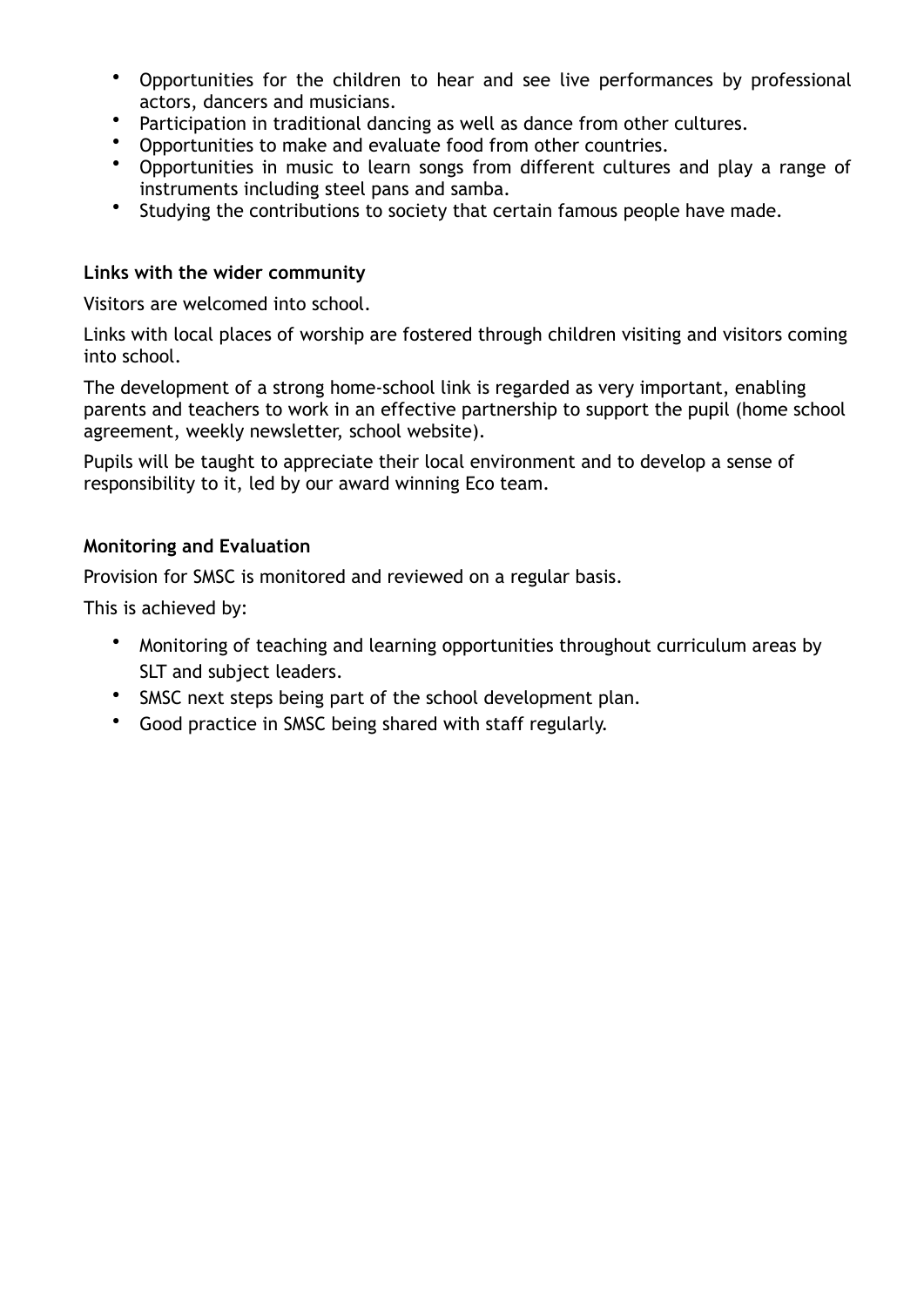- Opportunities for the children to hear and see live performances by professional actors, dancers and musicians.
- Participation in traditional dancing as well as dance from other cultures.
- Opportunities to make and evaluate food from other countries.
- Opportunities in music to learn songs from different cultures and play a range of instruments including steel pans and samba.
- Studying the contributions to society that certain famous people have made.

**Links with the wider community**

Visitors are welcomed into school.

Links with local places of worship are fostered through children visiting and visitors coming into school.

The development of a strong home-school link is regarded as very important, enabling parents and teachers to work in an effective partnership to support the pupil (home school agreement, weekly newsletter, school website).

Pupils will be taught to appreciate their local environment and to develop a sense of responsibility to it, led by our award winning Eco team.

**Monitoring and Evaluation**

Provision for SMSC is monitored and reviewed on a regular basis.

This is achieved by:

- Monitoring of teaching and learning opportunities throughout curriculum areas by SLT and subject leaders.
- SMSC next steps being part of the school development plan.
- Good practice in SMSC being shared with staff regularly.